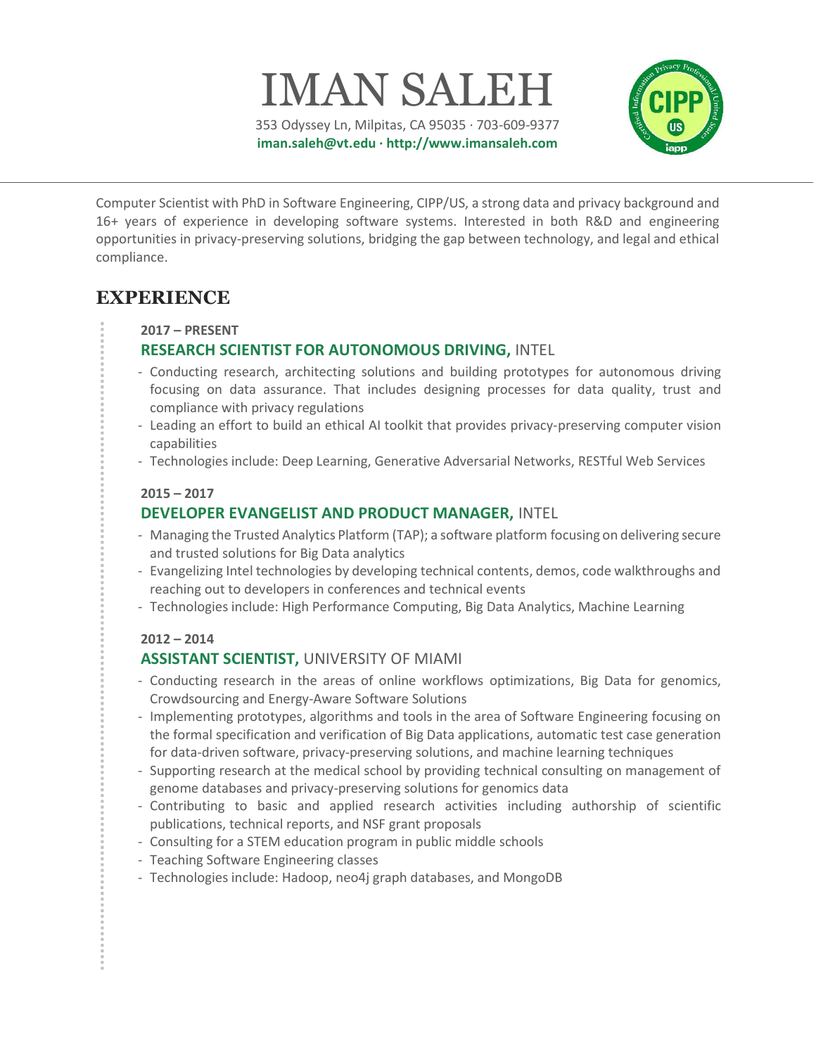# IMAN SALEH

353 Odyssey Ln, Milpitas, CA 95035 · 703-609-9377
**iman.saleh@vt.edu · http://www.imansaleh.com**

Computer Scientist with PhD in Software Engineering, CIPP/US, a strong data and privacy background and 16+ years of experience in developing software systems. Interested in both R&D and engineering opportunities in privacy-preserving solutions, bridging the gap between technology, and legal and ethical compliance.

## EXPERIENCE

**2017 – PRESENT**

### RESEARCH SCIENTIST FOR AUTONOMOUS DRIVING, INTEL

- Conducting research, architecting solutions and building prototypes for autonomous driving focusing on data assurance. That includes designing processes for data quality, trust and compliance with privacy regulations
- Leading an effort to build an ethical AI toolkit that provides privacy-preserving computer vision capabilities
- Technologies include: Deep Learning, Generative Adversarial Networks, RESTful Web Services

**2015 – 2017**

### DEVELOPER EVANGELIST AND PRODUCT MANAGER, INTEL

- Managing the Trusted Analytics Platform (TAP); a software platform focusing on delivering secure and trusted solutions for Big Data analytics
- Evangelizing Intel technologies by developing technical contents, demos, code walkthroughs and reaching out to developers in conferences and technical events
- Technologies include: High Performance Computing, Big Data Analytics, Machine Learning

**2012 – 2014**

### ASSISTANT SCIENTIST, UNIVERSITY OF MIAMI

- Conducting research in the areas of online workflows optimizations, Big Data for genomics, Crowdsourcing and Energy-Aware Software Solutions
- Implementing prototypes, algorithms and tools in the area of Software Engineering focusing on the formal specification and verification of Big Data applications, automatic test case generation for data-driven software, privacy-preserving solutions, and machine learning techniques
- Supporting research at the medical school by providing technical consulting on management of genome databases and privacy-preserving solutions for genomics data
- Contributing to basic and applied research activities including authorship of scientific publications, technical reports, and NSF grant proposals
- Consulting for a STEM education program in public middle schools
- Teaching Software Engineering classes
- Technologies include: Hadoop, neo4j graph databases, and MongoDB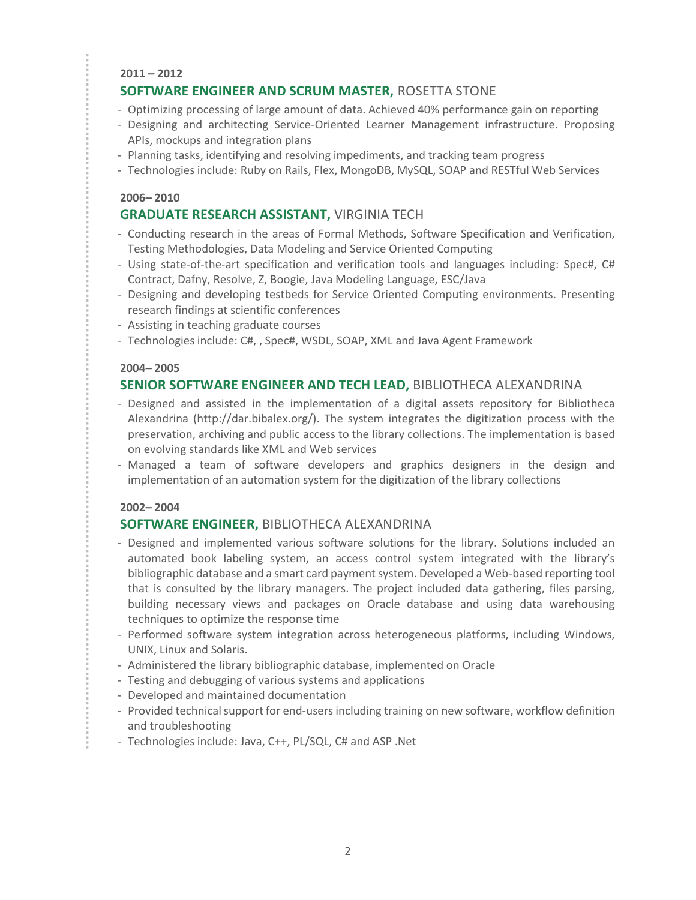**2011 – 2012**

### SOFTWARE ENGINEER AND SCRUM MASTER, ROSETTA STONE

- Optimizing processing of large amount of data. Achieved 40% performance gain on reporting
- Designing and architecting Service-Oriented Learner Management infrastructure. Proposing APIs, mockups and integration plans
- Planning tasks, identifying and resolving impediments, and tracking team progress
- Technologies include: Ruby on Rails, Flex, MongoDB, MySQL, SOAP and RESTful Web Services

**2006– 2010**

### GRADUATE RESEARCH ASSISTANT, VIRGINIA TECH

- Conducting research in the areas of Formal Methods, Software Specification and Verification, Testing Methodologies, Data Modeling and Service Oriented Computing
- Using state-of-the-art specification and verification tools and languages including: Spec#, C# Contract, Dafny, Resolve, Z, Boogie, Java Modeling Language, ESC/Java
- Designing and developing testbeds for Service Oriented Computing environments. Presenting research findings at scientific conferences
- Assisting in teaching graduate courses
- Technologies include: C#, , Spec#, WSDL, SOAP, XML and Java Agent Framework

**2004– 2005**

### SENIOR SOFTWARE ENGINEER AND TECH LEAD, BIBLIOTHECA ALEXANDRINA

- Designed and assisted in the implementation of a digital assets repository for Bibliotheca Alexandrina (http://dar.bibalex.org/). The system integrates the digitization process with the preservation, archiving and public access to the library collections. The implementation is based on evolving standards like XML and Web services
- Managed a team of software developers and graphics designers in the design and implementation of an automation system for the digitization of the library collections

**2002– 2004**

### SOFTWARE ENGINEER, BIBLIOTHECA ALEXANDRINA

- Designed and implemented various software solutions for the library. Solutions included an automated book labeling system, an access control system integrated with the library's bibliographic database and a smart card payment system. Developed a Web-based reporting tool that is consulted by the library managers. The project included data gathering, files parsing, building necessary views and packages on Oracle database and using data warehousing techniques to optimize the response time
- Performed software system integration across heterogeneous platforms, including Windows, UNIX, Linux and Solaris.
- Administered the library bibliographic database, implemented on Oracle
- Testing and debugging of various systems and applications
- Developed and maintained documentation
- Provided technical support for end-users including training on new software, workflow definition and troubleshooting
- Technologies include: Java, C++, PL/SQL, C# and ASP .Net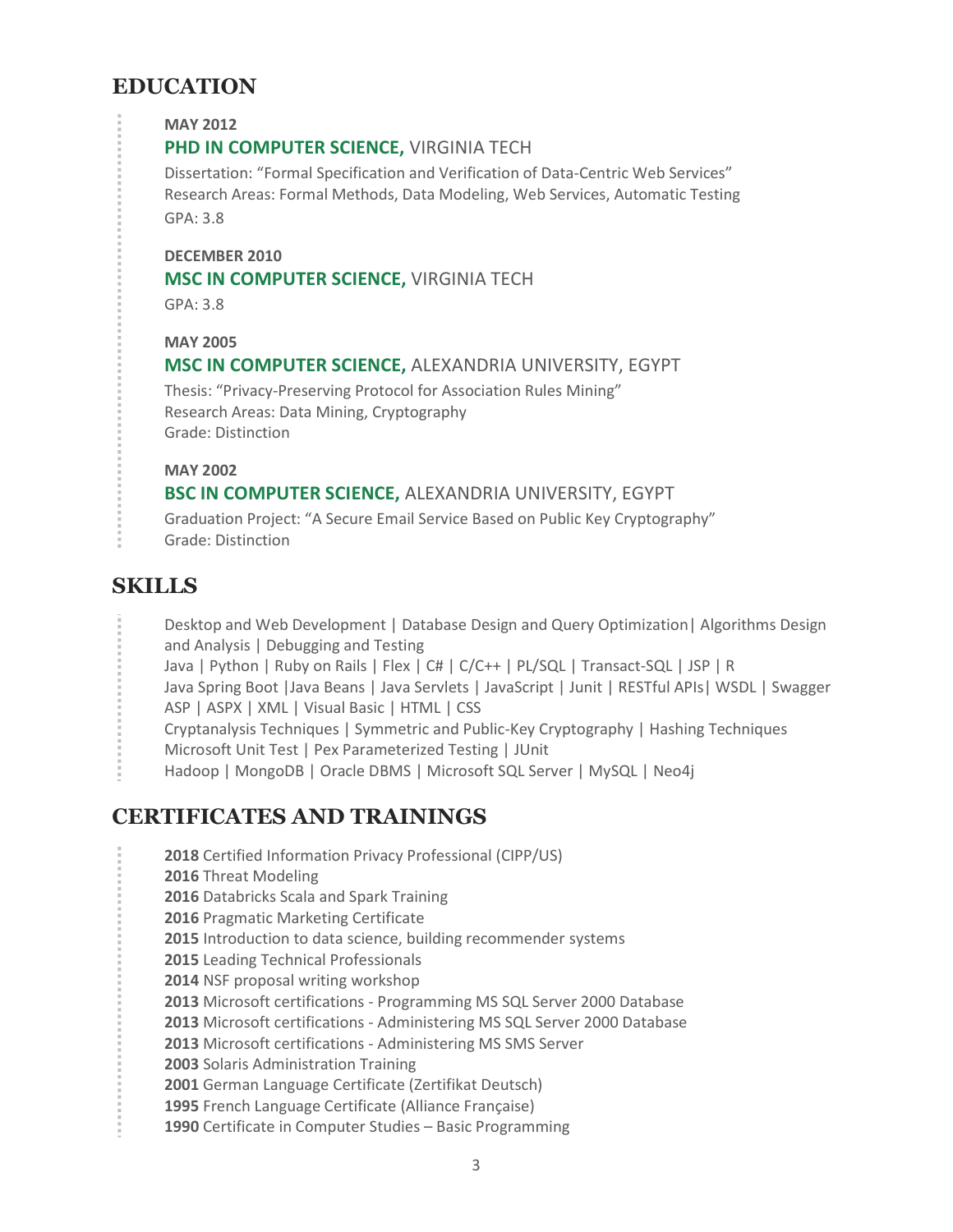## EDUCATION

**MAY 2012**

**PHD IN COMPUTER SCIENCE,** VIRGINIA TECH

Dissertation: "Formal Specification and Verification of Data-Centric Web Services"
Research Areas: Formal Methods, Data Modeling, Web Services, Automatic Testing
GPA: 3.8

**DECEMBER 2010**

**MSC IN COMPUTER SCIENCE,** VIRGINIA TECH

GPA: 3.8

**MAY 2005**

**MSC IN COMPUTER SCIENCE,** ALEXANDRIA UNIVERSITY, EGYPT

Thesis: "Privacy-Preserving Protocol for Association Rules Mining"
Research Areas: Data Mining, Cryptography
Grade: Distinction

**MAY 2002**

**BSC IN COMPUTER SCIENCE,** ALEXANDRIA UNIVERSITY, EGYPT

Graduation Project: "A Secure Email Service Based on Public Key Cryptography"
Grade: Distinction

## SKILLS

Desktop and Web Development | Database Design and Query Optimization| Algorithms Design and Analysis | Debugging and Testing
Java | Python | Ruby on Rails | Flex | C# | C/C++ | PL/SQL | Transact-SQL | JSP | R
Java Spring Boot |Java Beans | Java Servlets | JavaScript | Junit | RESTful APIs| WSDL | Swagger
ASP | ASPX | XML | Visual Basic | HTML | CSS
Cryptanalysis Techniques | Symmetric and Public-Key Cryptography | Hashing Techniques
Microsoft Unit Test | Pex Parameterized Testing | JUnit
Hadoop | MongoDB | Oracle DBMS | Microsoft SQL Server | MySQL | Neo4j

## CERTIFICATES AND TRAININGS

**2018** Certified Information Privacy Professional (CIPP/US)
**2016** Threat Modeling
**2016** Databricks Scala and Spark Training
**2016** Pragmatic Marketing Certificate
**2015** Introduction to data science, building recommender systems
**2015** Leading Technical Professionals
**2014** NSF proposal writing workshop
**2013** Microsoft certifications - Programming MS SQL Server 2000 Database
**2013** Microsoft certifications - Administering MS SQL Server 2000 Database
**2013** Microsoft certifications - Administering MS SMS Server
**2003** Solaris Administration Training
**2001** German Language Certificate (Zertifikat Deutsch)
**1995** French Language Certificate (Alliance Française)
**1990** Certificate in Computer Studies – Basic Programming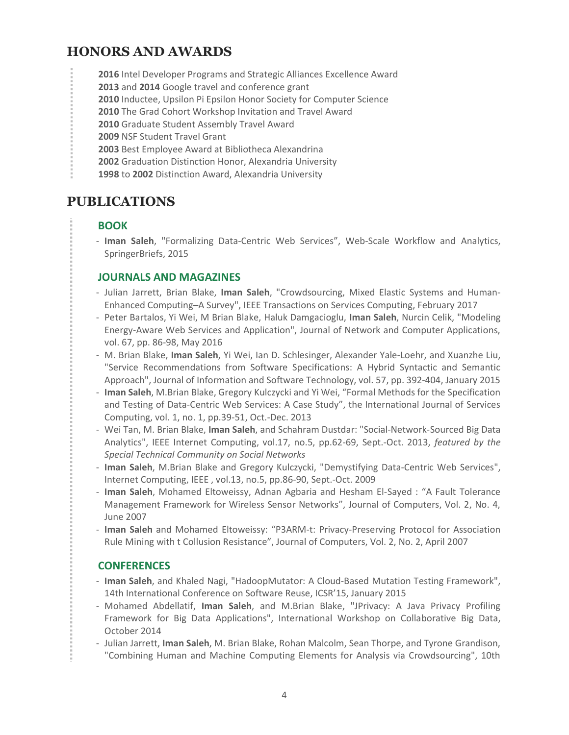## HONORS AND AWARDS

**2016** Intel Developer Programs and Strategic Alliances Excellence Award
**2013** and **2014** Google travel and conference grant
**2010** Inductee, Upsilon Pi Epsilon Honor Society for Computer Science
**2010** The Grad Cohort Workshop Invitation and Travel Award
**2010** Graduate Student Assembly Travel Award
**2009** NSF Student Travel Grant
**2003** Best Employee Award at Bibliotheca Alexandrina
**2002** Graduation Distinction Honor, Alexandria University
**1998** to **2002** Distinction Award, Alexandria University

## PUBLICATIONS

### BOOK

- **Iman Saleh**, "Formalizing Data-Centric Web Services", Web-Scale Workflow and Analytics, SpringerBriefs, 2015

### JOURNALS AND MAGAZINES

- Julian Jarrett, Brian Blake, **Iman Saleh**, "Crowdsourcing, Mixed Elastic Systems and Human-Enhanced Computing–A Survey", IEEE Transactions on Services Computing, February 2017
- Peter Bartalos, Yi Wei, M Brian Blake, Haluk Damgacioglu, **Iman Saleh**, Nurcin Celik, "Modeling Energy-Aware Web Services and Application", Journal of Network and Computer Applications, vol. 67, pp. 86-98, May 2016
- M. Brian Blake, **Iman Saleh**, Yi Wei, Ian D. Schlesinger, Alexander Yale-Loehr, and Xuanzhe Liu, "Service Recommendations from Software Specifications: A Hybrid Syntactic and Semantic Approach", Journal of Information and Software Technology, vol. 57, pp. 392-404, January 2015
- **Iman Saleh**, M.Brian Blake, Gregory Kulczycki and Yi Wei, "Formal Methods for the Specification and Testing of Data-Centric Web Services: A Case Study", the International Journal of Services Computing, vol. 1, no. 1, pp.39-51, Oct.-Dec. 2013
- Wei Tan, M. Brian Blake, **Iman Saleh**, and Schahram Dustdar: "Social-Network-Sourced Big Data Analytics", IEEE Internet Computing, vol.17, no.5, pp.62-69, Sept.-Oct. 2013, *featured by the Special Technical Community on Social Networks*
- **Iman Saleh**, M.Brian Blake and Gregory Kulczycki, "Demystifying Data-Centric Web Services", Internet Computing, IEEE , vol.13, no.5, pp.86-90, Sept.-Oct. 2009
- **Iman Saleh**, Mohamed Eltoweissy, Adnan Agbaria and Hesham El-Sayed : "A Fault Tolerance Management Framework for Wireless Sensor Networks", Journal of Computers, Vol. 2, No. 4, June 2007
- **Iman Saleh** and Mohamed Eltoweissy: "P3ARM-t: Privacy-Preserving Protocol for Association Rule Mining with t Collusion Resistance", Journal of Computers, Vol. 2, No. 2, April 2007

### CONFERENCES

- **Iman Saleh**, and Khaled Nagi, "HadoopMutator: A Cloud-Based Mutation Testing Framework", 14th International Conference on Software Reuse, ICSR'15, January 2015
- Mohamed Abdellatif, **Iman Saleh**, and M.Brian Blake, "JPrivacy: A Java Privacy Profiling Framework for Big Data Applications", International Workshop on Collaborative Big Data, October 2014
- Julian Jarrett, **Iman Saleh**, M. Brian Blake, Rohan Malcolm, Sean Thorpe, and Tyrone Grandison, "Combining Human and Machine Computing Elements for Analysis via Crowdsourcing", 10th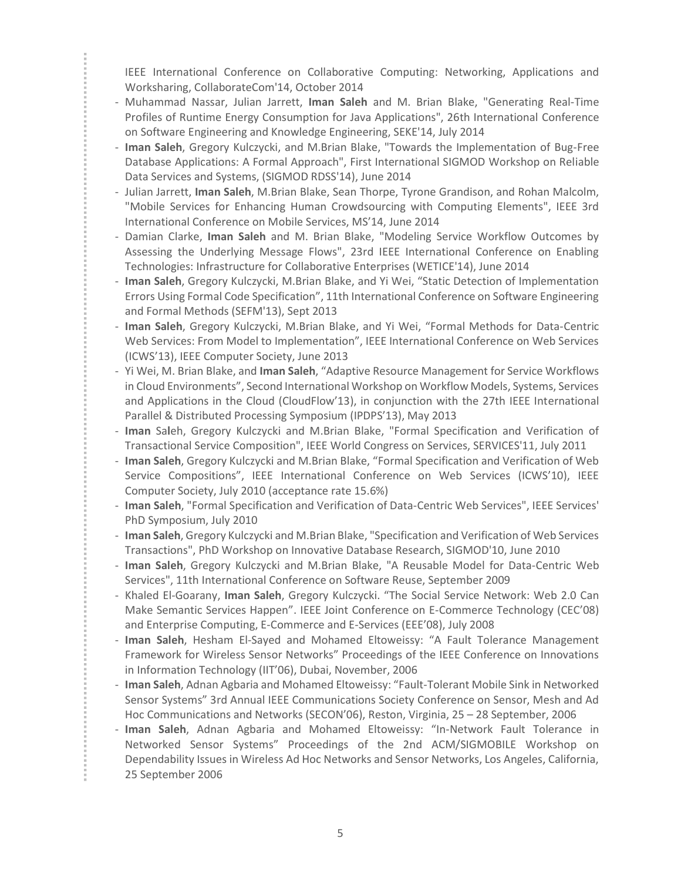IEEE International Conference on Collaborative Computing: Networking, Applications and Worksharing, CollaborateCom'14, October 2014

- Muhammad Nassar, Julian Jarrett, **Iman Saleh** and M. Brian Blake, "Generating Real-Time Profiles of Runtime Energy Consumption for Java Applications", 26th International Conference on Software Engineering and Knowledge Engineering, SEKE'14, July 2014
- **Iman Saleh**, Gregory Kulczycki, and M.Brian Blake, "Towards the Implementation of Bug-Free Database Applications: A Formal Approach", First International SIGMOD Workshop on Reliable Data Services and Systems, (SIGMOD RDSS'14), June 2014
- Julian Jarrett, **Iman Saleh**, M.Brian Blake, Sean Thorpe, Tyrone Grandison, and Rohan Malcolm, "Mobile Services for Enhancing Human Crowdsourcing with Computing Elements", IEEE 3rd International Conference on Mobile Services, MS'14, June 2014
- Damian Clarke, **Iman Saleh** and M. Brian Blake, "Modeling Service Workflow Outcomes by Assessing the Underlying Message Flows", 23rd IEEE International Conference on Enabling Technologies: Infrastructure for Collaborative Enterprises (WETICE'14), June 2014
- **Iman Saleh**, Gregory Kulczycki, M.Brian Blake, and Yi Wei, "Static Detection of Implementation Errors Using Formal Code Specification", 11th International Conference on Software Engineering and Formal Methods (SEFM'13), Sept 2013
- **Iman Saleh**, Gregory Kulczycki, M.Brian Blake, and Yi Wei, "Formal Methods for Data-Centric Web Services: From Model to Implementation", IEEE International Conference on Web Services (ICWS'13), IEEE Computer Society, June 2013
- Yi Wei, M. Brian Blake, and **Iman Saleh**, "Adaptive Resource Management for Service Workflows in Cloud Environments", Second International Workshop on Workflow Models, Systems, Services and Applications in the Cloud (CloudFlow'13), in conjunction with the 27th IEEE International Parallel & Distributed Processing Symposium (IPDPS'13), May 2013
- **Iman** Saleh, Gregory Kulczycki and M.Brian Blake, "Formal Specification and Verification of Transactional Service Composition", IEEE World Congress on Services, SERVICES'11, July 2011
- **Iman Saleh**, Gregory Kulczycki and M.Brian Blake, "Formal Specification and Verification of Web Service Compositions", IEEE International Conference on Web Services (ICWS'10), IEEE Computer Society, July 2010 (acceptance rate 15.6%)
- **Iman Saleh**, "Formal Specification and Verification of Data-Centric Web Services", IEEE Services' PhD Symposium, July 2010
- **Iman Saleh**, Gregory Kulczycki and M.Brian Blake, "Specification and Verification of Web Services Transactions", PhD Workshop on Innovative Database Research, SIGMOD'10, June 2010
- **Iman Saleh**, Gregory Kulczycki and M.Brian Blake, "A Reusable Model for Data-Centric Web Services", 11th International Conference on Software Reuse, September 2009
- Khaled El-Goarany, **Iman Saleh**, Gregory Kulczycki. "The Social Service Network: Web 2.0 Can Make Semantic Services Happen". IEEE Joint Conference on E-Commerce Technology (CEC'08) and Enterprise Computing, E-Commerce and E-Services (EEE'08), July 2008
- **Iman Saleh**, Hesham El-Sayed and Mohamed Eltoweissy: "A Fault Tolerance Management Framework for Wireless Sensor Networks" Proceedings of the IEEE Conference on Innovations in Information Technology (IIT'06), Dubai, November, 2006
- **Iman Saleh**, Adnan Agbaria and Mohamed Eltoweissy: "Fault-Tolerant Mobile Sink in Networked Sensor Systems" 3rd Annual IEEE Communications Society Conference on Sensor, Mesh and Ad Hoc Communications and Networks (SECON'06), Reston, Virginia, 25 – 28 September, 2006
- **Iman Saleh**, Adnan Agbaria and Mohamed Eltoweissy: "In-Network Fault Tolerance in Networked Sensor Systems" Proceedings of the 2nd ACM/SIGMOBILE Workshop on Dependability Issues in Wireless Ad Hoc Networks and Sensor Networks, Los Angeles, California, 25 September 2006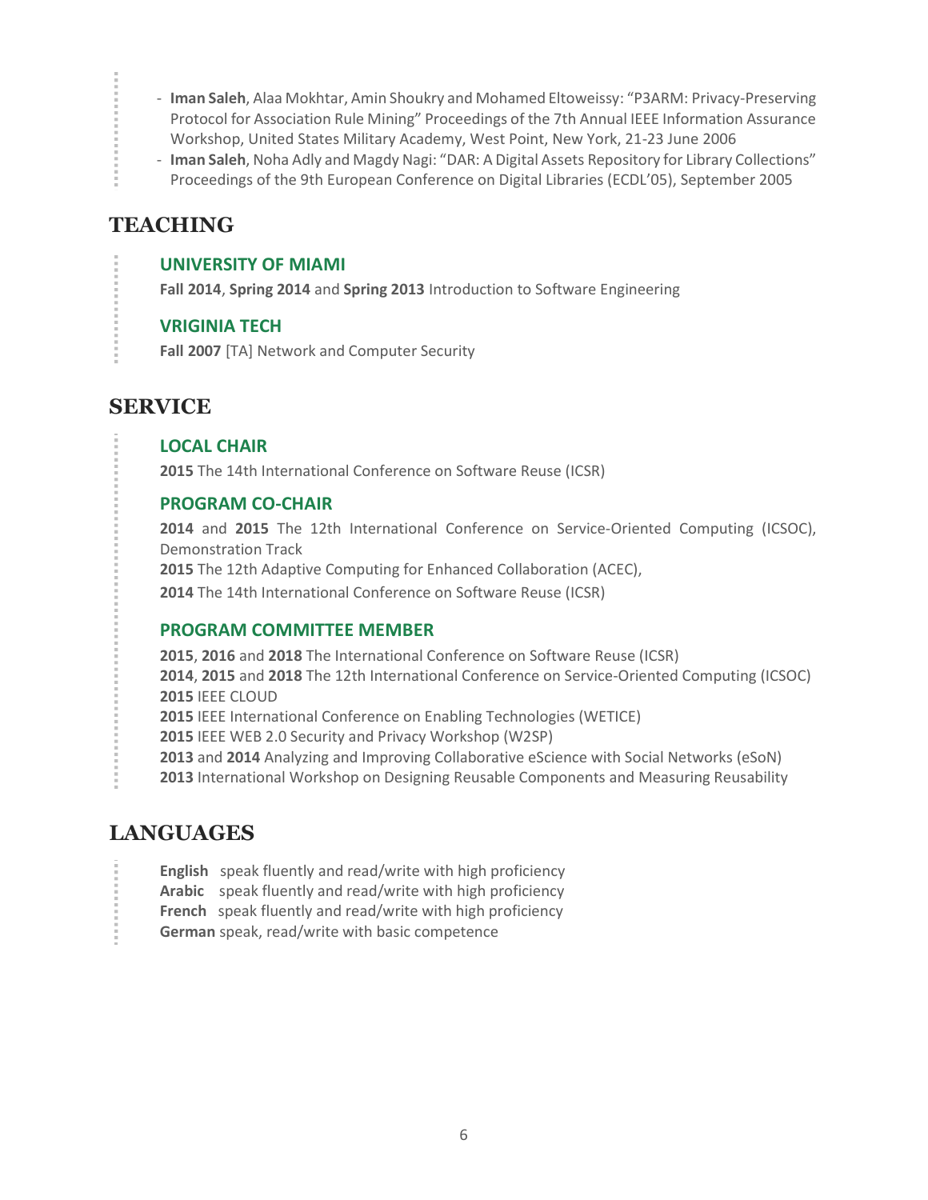- **Iman Saleh**, Alaa Mokhtar, Amin Shoukry and Mohamed Eltoweissy: "P3ARM: Privacy-Preserving Protocol for Association Rule Mining" Proceedings of the 7th Annual IEEE Information Assurance Workshop, United States Military Academy, West Point, New York, 21-23 June 2006
- **Iman Saleh**, Noha Adly and Magdy Nagi: "DAR: A Digital Assets Repository for Library Collections" Proceedings of the 9th European Conference on Digital Libraries (ECDL'05), September 2005

## TEACHING

### UNIVERSITY OF MIAMI

**Fall 2014**, **Spring 2014** and **Spring 2013** Introduction to Software Engineering

### VRIGINIA TECH

**Fall 2007** [TA] Network and Computer Security

## SERVICE

### LOCAL CHAIR

**2015** The 14th International Conference on Software Reuse (ICSR)

### PROGRAM CO-CHAIR

**2014** and **2015** The 12th International Conference on Service-Oriented Computing (ICSOC), Demonstration Track
**2015** The 12th Adaptive Computing for Enhanced Collaboration (ACEC),
**2014** The 14th International Conference on Software Reuse (ICSR)

### PROGRAM COMMITTEE MEMBER

**2015**, **2016** and **2018** The International Conference on Software Reuse (ICSR)
**2014**, **2015** and **2018** The 12th International Conference on Service-Oriented Computing (ICSOC)
**2015** IEEE CLOUD
**2015** IEEE International Conference on Enabling Technologies (WETICE)
**2015** IEEE WEB 2.0 Security and Privacy Workshop (W2SP)
**2013** and **2014** Analyzing and Improving Collaborative eScience with Social Networks (eSoN)
**2013** International Workshop on Designing Reusable Components and Measuring Reusability

## LANGUAGES

**English** speak fluently and read/write with high proficiency
**Arabic** speak fluently and read/write with high proficiency
**French** speak fluently and read/write with high proficiency
**German** speak, read/write with basic competence